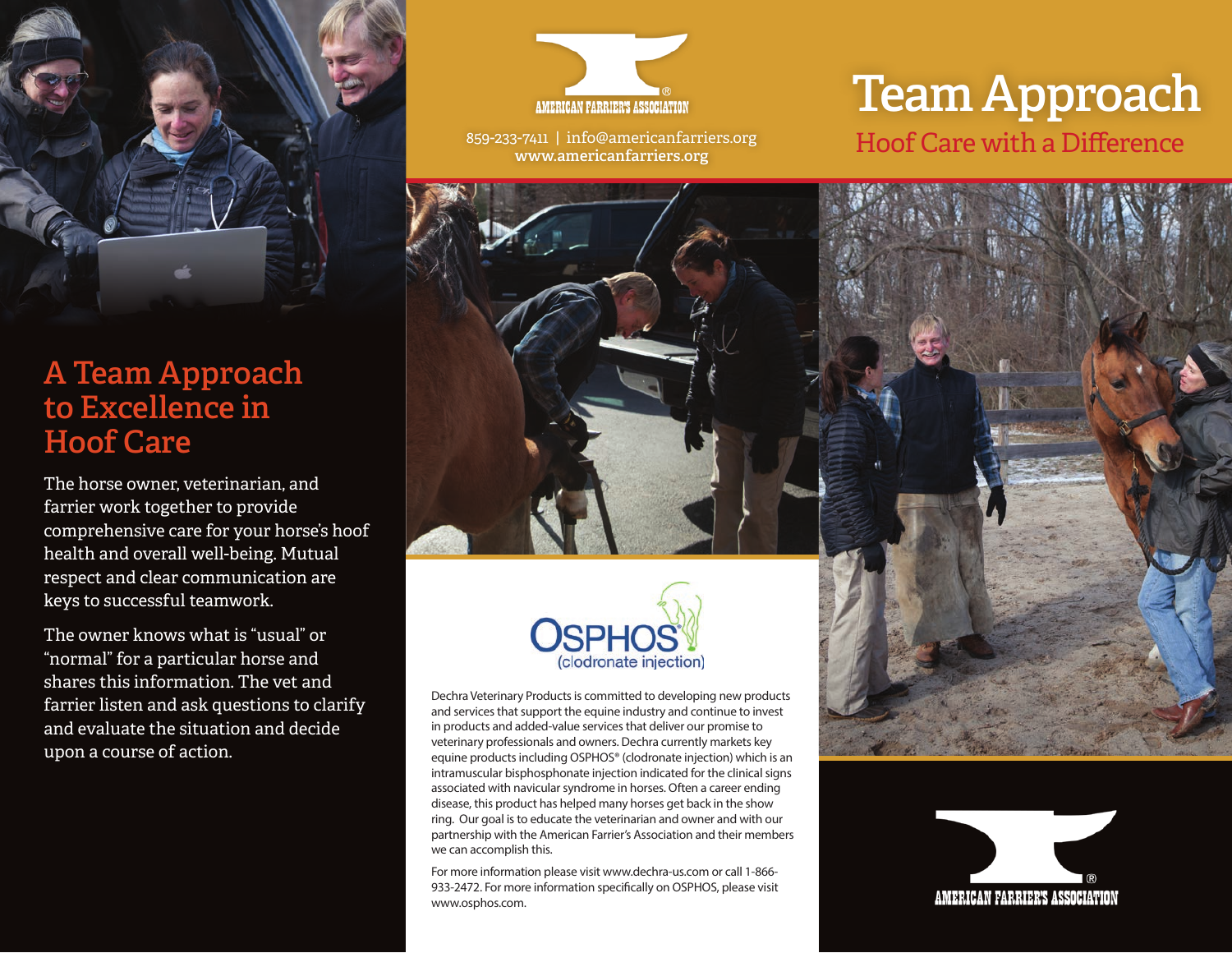# A Team Approach to Excellence in Hoof Care

The horse owner, veterinarian, and farrier work together to provide comprehensive care for your horse's hoof health and overall well-being. Mutual respect and clear communication are keys to successful teamwork.

The owner knows what is "usual" or "normal" for a particular horse and shares this information. The vet and farrier listen and ask questions to clarify and evaluate the situation and decide upon a course of action.

AMERICAN FARRIER'S ASSOCIATION

859-233-7411 | info@americanfarriers.org
www.americanfarriers.org

OSPHOS (clodronate injection)

Dechra Veterinary Products is committed to developing new products and services that support the equine industry and continue to invest in products and added-value services that deliver our promise to veterinary professionals and owners. Dechra currently markets key equine products including OSPHOS® (clodronate injection) which is an intramuscular bisphosphonate injection indicated for the clinical signs associated with navicular syndrome in horses. Often a career ending disease, this product has helped many horses get back in the show ring. Our goal is to educate the veterinarian and owner and with our partnership with the American Farrier's Association and their members we can accomplish this.

For more information please visit www.dechra-us.com or call 1-866-933-2472. For more information specifically on OSPHOS, please visit www.osphos.com.

# Team Approach

## Hoof Care with a Difference

AMERICAN FARRIER'S ASSOCIATION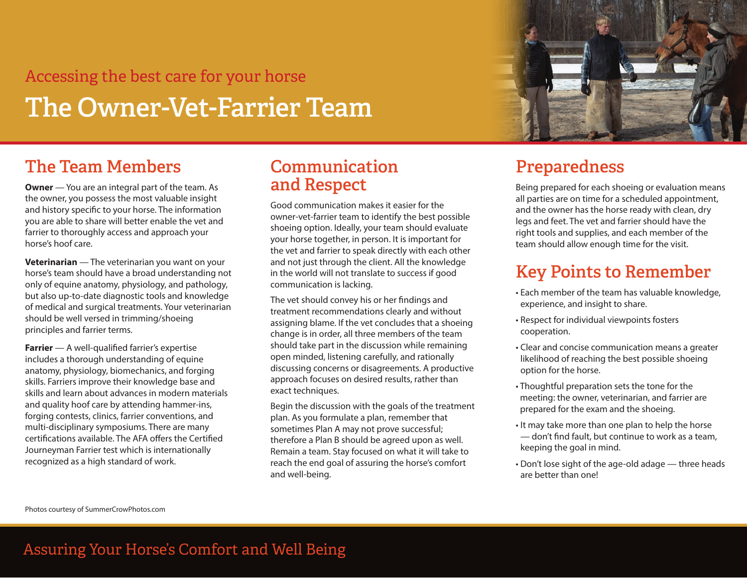Accessing the best care for your horse

# The Owner-Vet-Farrier Team

## The Team Members

**Owner** — You are an integral part of the team. As the owner, you possess the most valuable insight and history specific to your horse. The information you are able to share will better enable the vet and farrier to thoroughly access and approach your horse's hoof care.

**Veterinarian** — The veterinarian you want on your horse's team should have a broad understanding not only of equine anatomy, physiology, and pathology, but also up-to-date diagnostic tools and knowledge of medical and surgical treatments. Your veterinarian should be well versed in trimming/shoeing principles and farrier terms.

**Farrier** — A well-qualified farrier's expertise includes a thorough understanding of equine anatomy, physiology, biomechanics, and forging skills. Farriers improve their knowledge base and skills and learn about advances in modern materials and quality hoof care by attending hammer-ins, forging contests, clinics, farrier conventions, and multi-disciplinary symposiums. There are many certifications available. The AFA offers the Certified Journeyman Farrier test which is internationally recognized as a high standard of work.

## Communication and Respect

Good communication makes it easier for the owner-vet-farrier team to identify the best possible shoeing option. Ideally, your team should evaluate your horse together, in person. It is important for the vet and farrier to speak directly with each other and not just through the client. All the knowledge in the world will not translate to success if good communication is lacking.

The vet should convey his or her findings and treatment recommendations clearly and without assigning blame. If the vet concludes that a shoeing change is in order, all three members of the team should take part in the discussion while remaining open minded, listening carefully, and rationally discussing concerns or disagreements. A productive approach focuses on desired results, rather than exact techniques.

Begin the discussion with the goals of the treatment plan. As you formulate a plan, remember that sometimes Plan A may not prove successful; therefore a Plan B should be agreed upon as well. Remain a team. Stay focused on what it will take to reach the end goal of assuring the horse's comfort and well-being.

## Preparedness

Being prepared for each shoeing or evaluation means all parties are on time for a scheduled appointment, and the owner has the horse ready with clean, dry legs and feet. The vet and farrier should have the right tools and supplies, and each member of the team should allow enough time for the visit.

## Key Points to Remember

- Each member of the team has valuable knowledge, experience, and insight to share.
- Respect for individual viewpoints fosters cooperation.
- Clear and concise communication means a greater likelihood of reaching the best possible shoeing option for the horse.
- Thoughtful preparation sets the tone for the meeting: the owner, veterinarian, and farrier are prepared for the exam and the shoeing.
- It may take more than one plan to help the horse — don't find fault, but continue to work as a team, keeping the goal in mind.
- Don't lose sight of the age-old adage — three heads are better than one!

Photos courtesy of SummerCrowPhotos.com

Assuring Your Horse's Comfort and Well Being